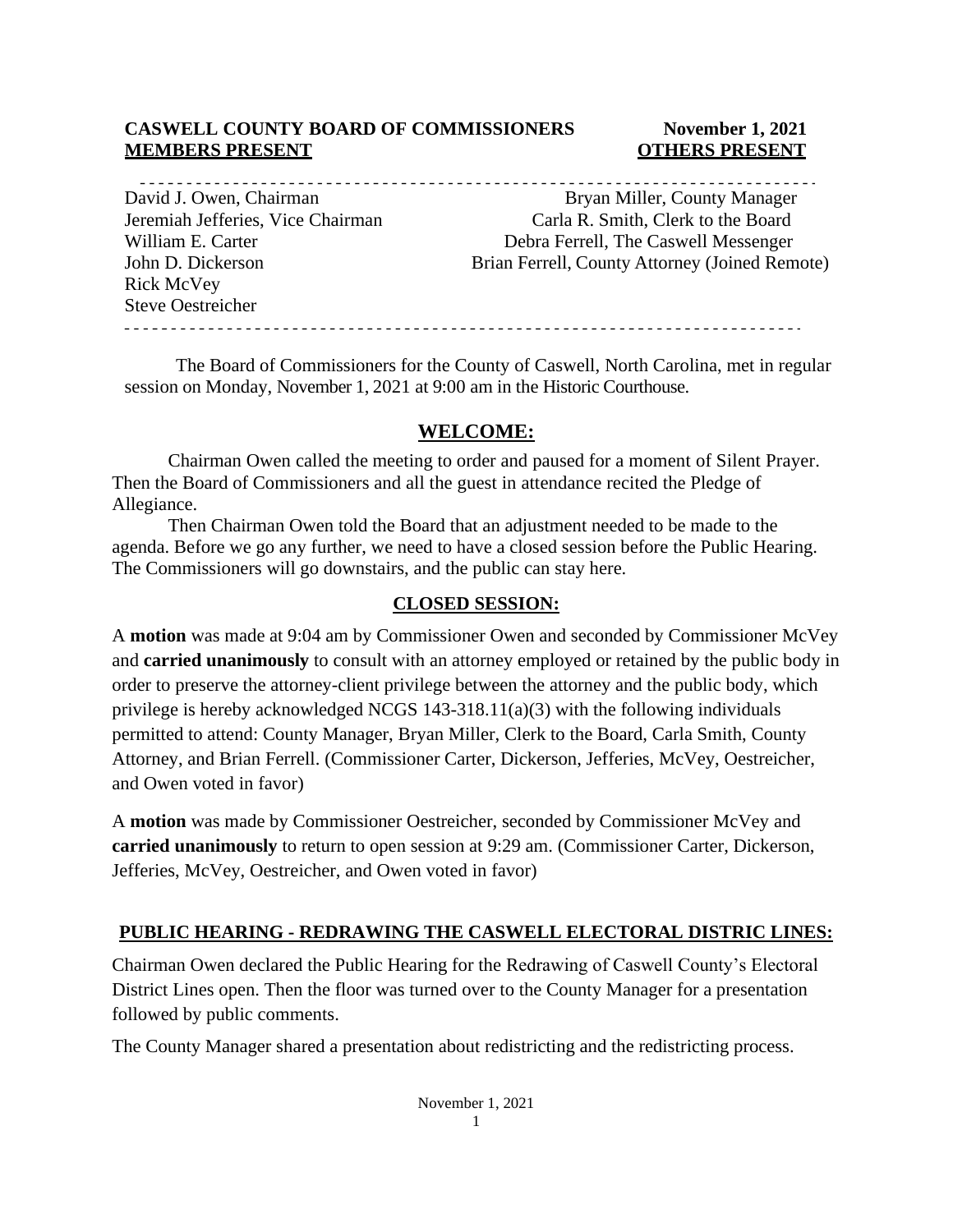**CASWELL COUNTY BOARD OF COMMISSIONERS** **November 1, 2021**

| **MEMBERS PRESENT** | **OTHERS PRESENT** |
|---|---|
| David J. Owen, Chairman | Bryan Miller, County Manager |
| Jeremiah Jefferies, Vice Chairman | Carla R. Smith, Clerk to the Board |
| William E. Carter | Debra Ferrell, The Caswell Messenger |
| John D. Dickerson | Brian Ferrell, County Attorney (Joined Remote) |
| Rick McVey | |
| Steve Oestreicher | |

The Board of Commissioners for the County of Caswell, North Carolina, met in regular session on Monday, November 1, 2021 at 9:00 am in the Historic Courthouse.

## WELCOME:

Chairman Owen called the meeting to order and paused for a moment of Silent Prayer. Then the Board of Commissioners and all the guest in attendance recited the Pledge of Allegiance.

Then Chairman Owen told the Board that an adjustment needed to be made to the agenda. Before we go any further, we need to have a closed session before the Public Hearing. The Commissioners will go downstairs, and the public can stay here.

## CLOSED SESSION:

A **motion** was made at 9:04 am by Commissioner Owen and seconded by Commissioner McVey and **carried unanimously** to consult with an attorney employed or retained by the public body in order to preserve the attorney-client privilege between the attorney and the public body, which privilege is hereby acknowledged NCGS 143-318.11(a)(3) with the following individuals permitted to attend: County Manager, Bryan Miller, Clerk to the Board, Carla Smith, County Attorney, and Brian Ferrell. (Commissioner Carter, Dickerson, Jefferies, McVey, Oestreicher, and Owen voted in favor)

A **motion** was made by Commissioner Oestreicher, seconded by Commissioner McVey and **carried unanimously** to return to open session at 9:29 am. (Commissioner Carter, Dickerson, Jefferies, McVey, Oestreicher, and Owen voted in favor)

## PUBLIC HEARING - REDRAWING THE CASWELL ELECTORAL DISTRIC LINES:

Chairman Owen declared the Public Hearing for the Redrawing of Caswell County's Electoral District Lines open. Then the floor was turned over to the County Manager for a presentation followed by public comments.

The County Manager shared a presentation about redistricting and the redistricting process.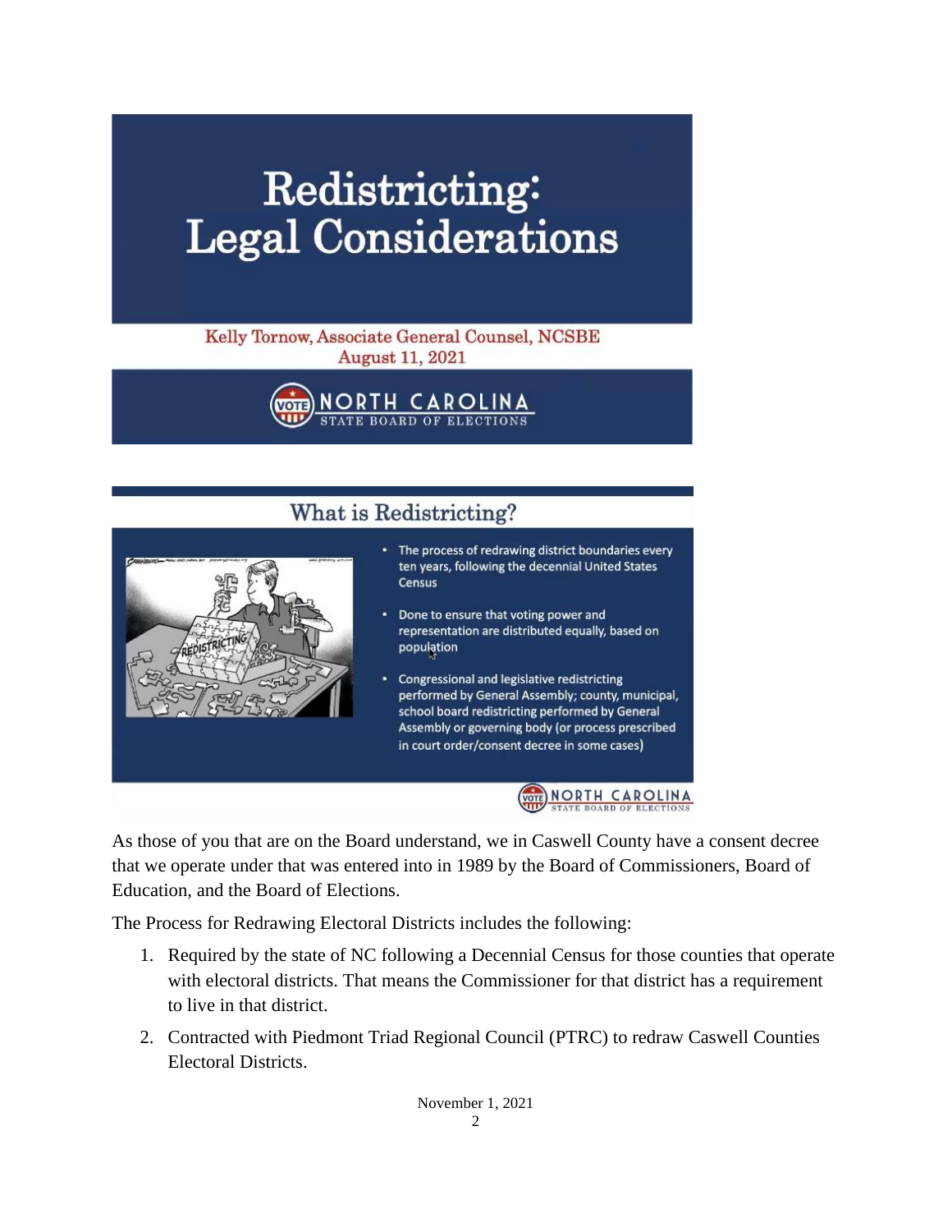# Redistricting: Legal Considerations

Kelly Tornow, Associate General Counsel, NCSBE
August 11, 2021

NORTH CAROLINA
STATE BOARD OF ELECTIONS

## What is Redistricting?

- The process of redrawing district boundaries every ten years, following the decennial United States Census
- Done to ensure that voting power and representation are distributed equally, based on population
- Congressional and legislative redistricting performed by General Assembly; county, municipal, school board redistricting performed by General Assembly or governing body (or process prescribed in court order/consent decree in some cases)

NORTH CAROLINA
STATE BOARD OF ELECTIONS

As those of you that are on the Board understand, we in Caswell County have a consent decree that we operate under that was entered into in 1989 by the Board of Commissioners, Board of Education, and the Board of Elections.

The Process for Redrawing Electoral Districts includes the following:

1. Required by the state of NC following a Decennial Census for those counties that operate with electoral districts. That means the Commissioner for that district has a requirement to live in that district.
2. Contracted with Piedmont Triad Regional Council (PTRC) to redraw Caswell Counties Electoral Districts.

November 1, 2021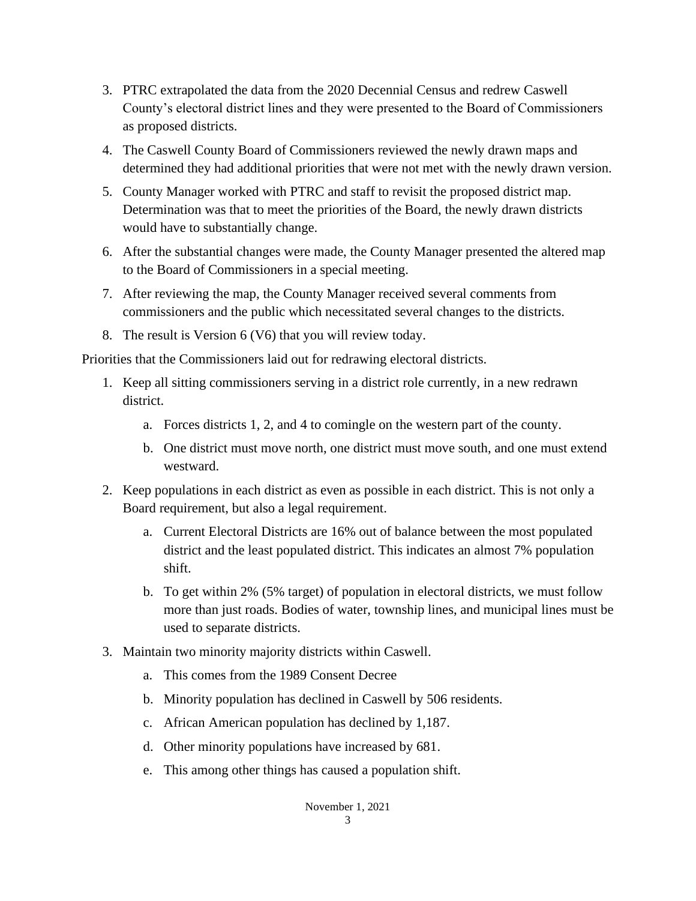3. PTRC extrapolated the data from the 2020 Decennial Census and redrew Caswell County's electoral district lines and they were presented to the Board of Commissioners as proposed districts.
4. The Caswell County Board of Commissioners reviewed the newly drawn maps and determined they had additional priorities that were not met with the newly drawn version.
5. County Manager worked with PTRC and staff to revisit the proposed district map. Determination was that to meet the priorities of the Board, the newly drawn districts would have to substantially change.
6. After the substantial changes were made, the County Manager presented the altered map to the Board of Commissioners in a special meeting.
7. After reviewing the map, the County Manager received several comments from commissioners and the public which necessitated several changes to the districts.
8. The result is Version 6 (V6) that you will review today.

Priorities that the Commissioners laid out for redrawing electoral districts.

1. Keep all sitting commissioners serving in a district role currently, in a new redrawn district.
   a. Forces districts 1, 2, and 4 to comingle on the western part of the county.
   b. One district must move north, one district must move south, and one must extend westward.
2. Keep populations in each district as even as possible in each district. This is not only a Board requirement, but also a legal requirement.
   a. Current Electoral Districts are 16% out of balance between the most populated district and the least populated district. This indicates an almost 7% population shift.
   b. To get within 2% (5% target) of population in electoral districts, we must follow more than just roads. Bodies of water, township lines, and municipal lines must be used to separate districts.
3. Maintain two minority majority districts within Caswell.
   a. This comes from the 1989 Consent Decree
   b. Minority population has declined in Caswell by 506 residents.
   c. African American population has declined by 1,187.
   d. Other minority populations have increased by 681.
   e. This among other things has caused a population shift.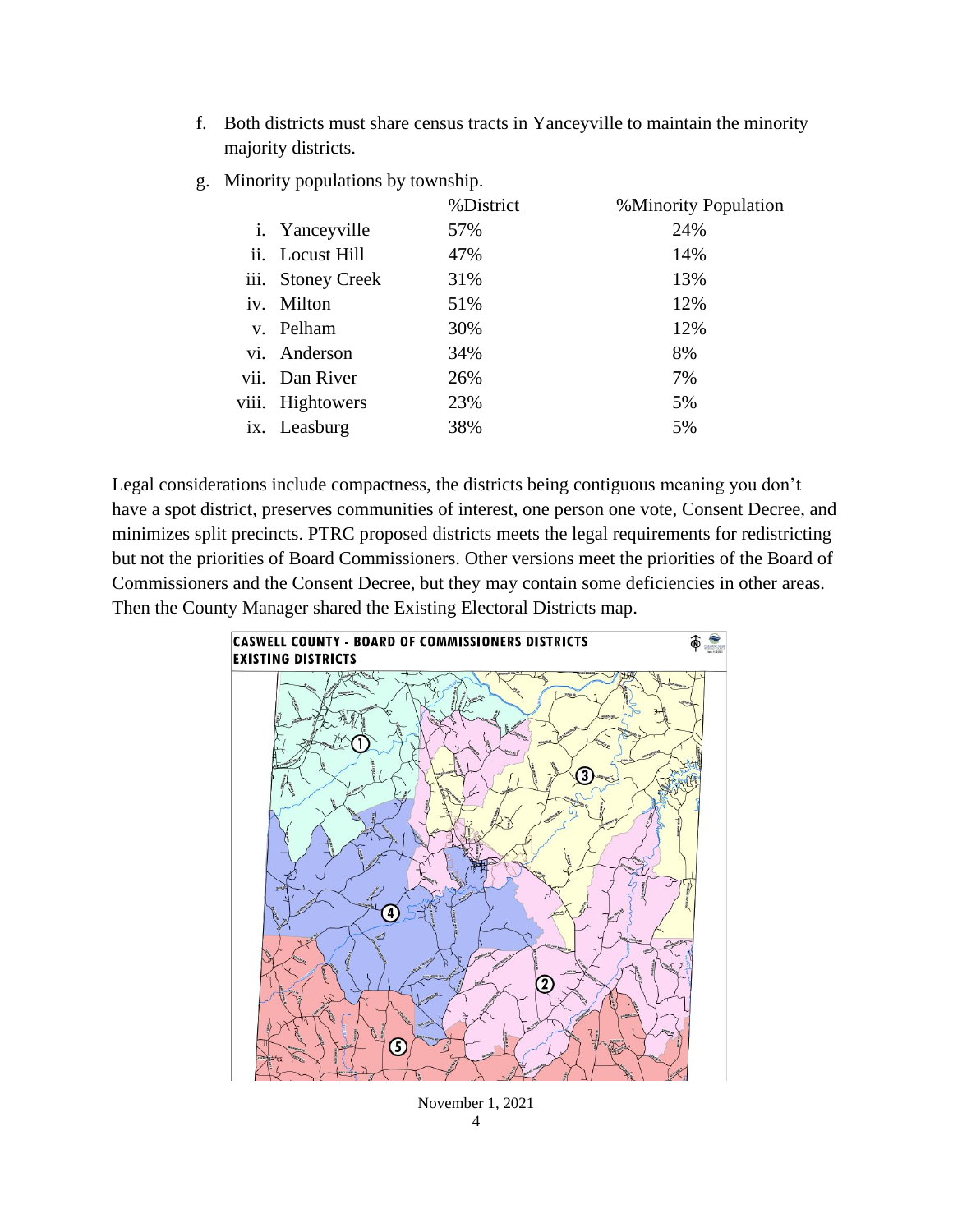f. Both districts must share census tracts in Yanceyville to maintain the minority majority districts.

g. Minority populations by township.

| | %District | %Minority Population |
|---|---|---|
| i. Yanceyville | 57% | 24% |
| ii. Locust Hill | 47% | 14% |
| iii. Stoney Creek | 31% | 13% |
| iv. Milton | 51% | 12% |
| v. Pelham | 30% | 12% |
| vi. Anderson | 34% | 8% |
| vii. Dan River | 26% | 7% |
| viii. Hightowers | 23% | 5% |
| ix. Leasburg | 38% | 5% |

Legal considerations include compactness, the districts being contiguous meaning you don't have a spot district, preserves communities of interest, one person one vote, Consent Decree, and minimizes split precincts. PTRC proposed districts meets the legal requirements for redistricting but not the priorities of Board Commissioners. Other versions meet the priorities of the Board of Commissioners and the Consent Decree, but they may contain some deficiencies in other areas. Then the County Manager shared the Existing Electoral Districts map.

CASWELL COUNTY - BOARD OF COMMISSIONERS DISTRICTS
EXISTING DISTRICTS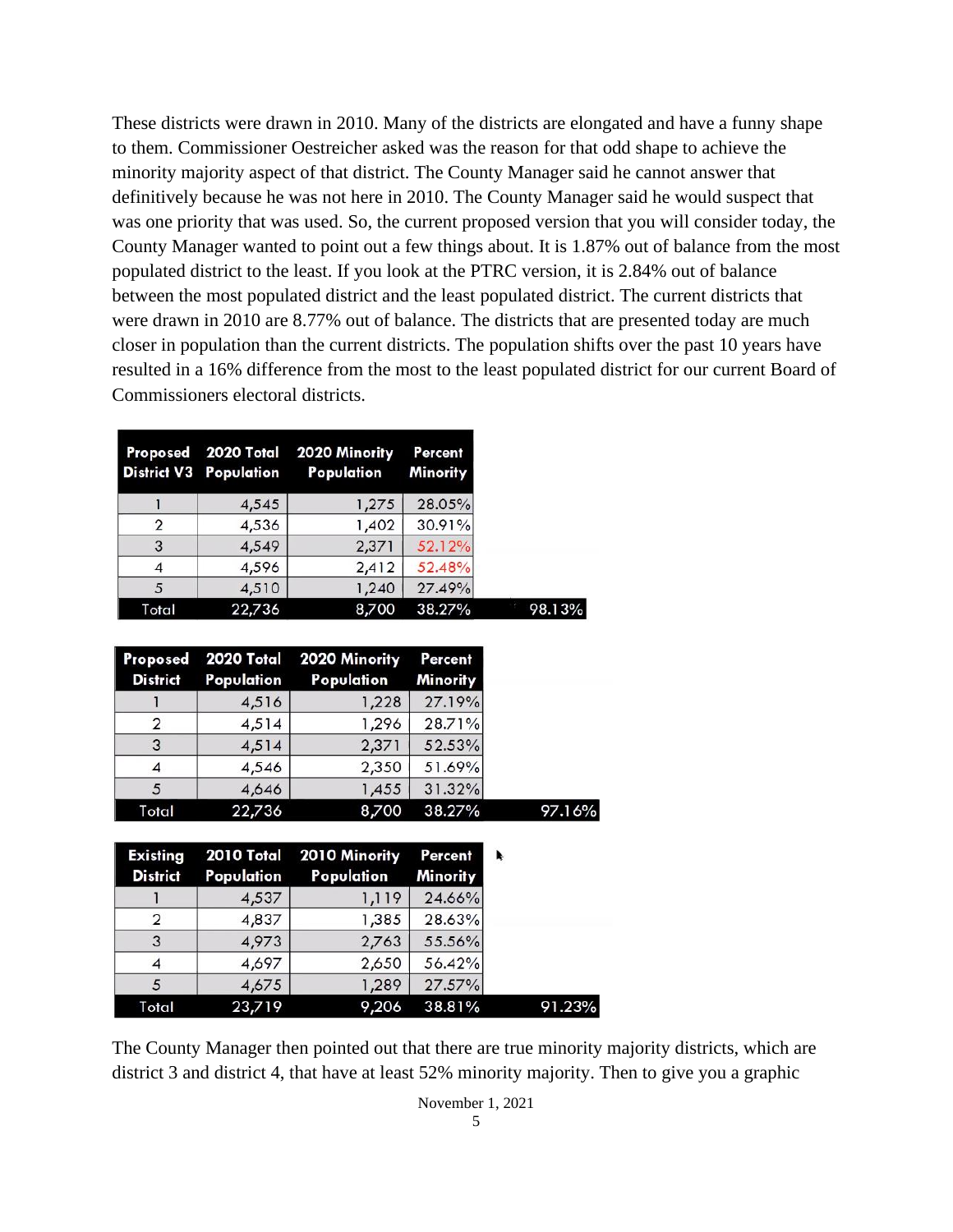These districts were drawn in 2010. Many of the districts are elongated and have a funny shape to them. Commissioner Oestreicher asked was the reason for that odd shape to achieve the minority majority aspect of that district. The County Manager said he cannot answer that definitively because he was not here in 2010. The County Manager said he would suspect that was one priority that was used. So, the current proposed version that you will consider today, the County Manager wanted to point out a few things about. It is 1.87% out of balance from the most populated district to the least. If you look at the PTRC version, it is 2.84% out of balance between the most populated district and the least populated district. The current districts that were drawn in 2010 are 8.77% out of balance. The districts that are presented today are much closer in population than the current districts. The population shifts over the past 10 years have resulted in a 16% difference from the most to the least populated district for our current Board of Commissioners electoral districts.

| Proposed District V3 | 2020 Total Population | 2020 Minority Population | Percent Minority | |
|---|---|---|---|---|
| 1 | 4,545 | 1,275 | 28.05% | |
| 2 | 4,536 | 1,402 | 30.91% | |
| 3 | 4,549 | 2,371 | 52.12% | |
| 4 | 4,596 | 2,412 | 52.48% | |
| 5 | 4,510 | 1,240 | 27.49% | |
| Total | 22,736 | 8,700 | 38.27% | 98.13% |

| Proposed District | 2020 Total Population | 2020 Minority Population | Percent Minority | |
|---|---|---|---|---|
| 1 | 4,516 | 1,228 | 27.19% | |
| 2 | 4,514 | 1,296 | 28.71% | |
| 3 | 4,514 | 2,371 | 52.53% | |
| 4 | 4,546 | 2,350 | 51.69% | |
| 5 | 4,646 | 1,455 | 31.32% | |
| Total | 22,736 | 8,700 | 38.27% | 97.16% |

| Existing District | 2010 Total Population | 2010 Minority Population | Percent Minority | |
|---|---|---|---|---|
| 1 | 4,537 | 1,119 | 24.66% | |
| 2 | 4,837 | 1,385 | 28.63% | |
| 3 | 4,973 | 2,763 | 55.56% | |
| 4 | 4,697 | 2,650 | 56.42% | |
| 5 | 4,675 | 1,289 | 27.57% | |
| Total | 23,719 | 9,206 | 38.81% | 91.23% |

The County Manager then pointed out that there are true minority majority districts, which are district 3 and district 4, that have at least 52% minority majority. Then to give you a graphic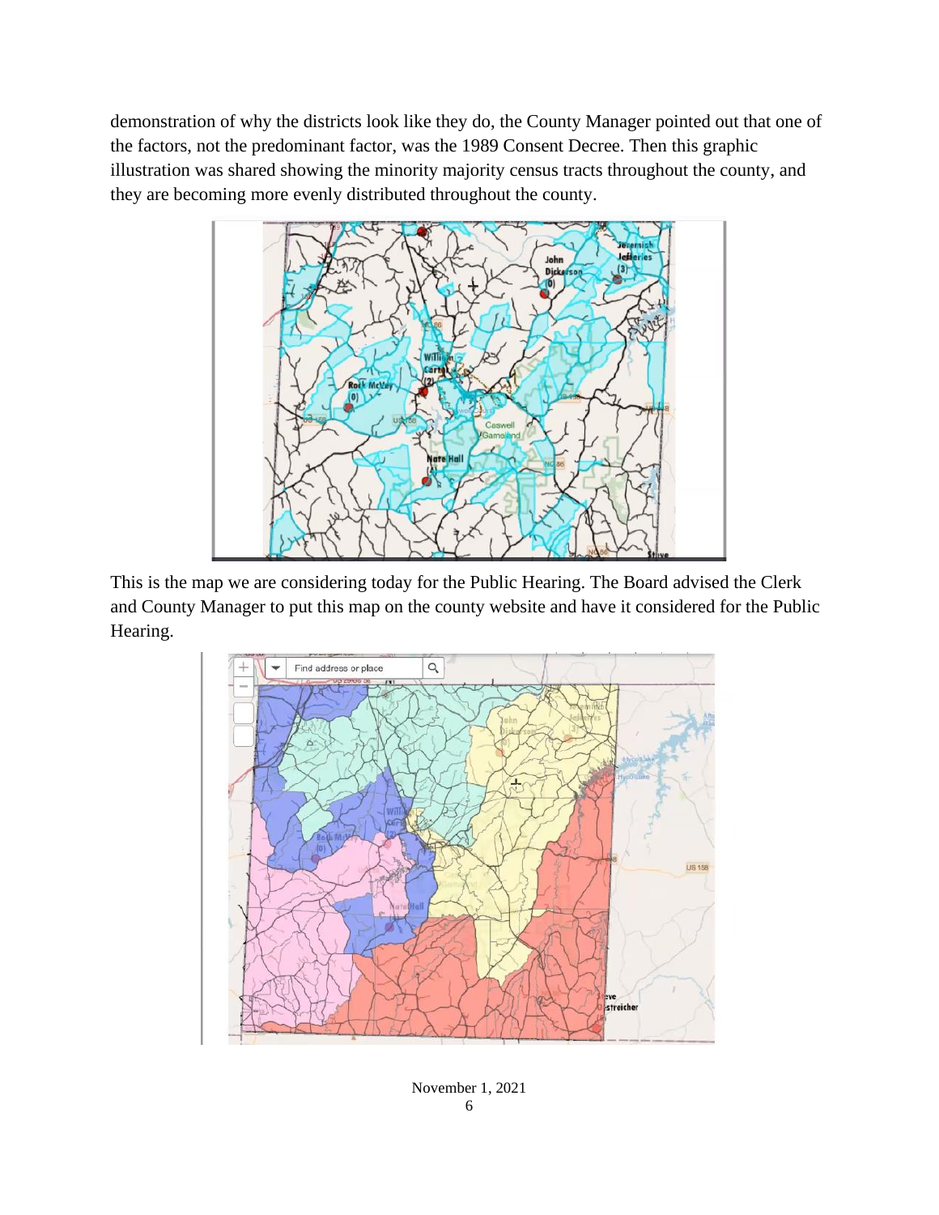demonstration of why the districts look like they do, the County Manager pointed out that one of the factors, not the predominant factor, was the 1989 Consent Decree. Then this graphic illustration was shared showing the minority majority census tracts throughout the county, and they are becoming more evenly distributed throughout the county.

This is the map we are considering today for the Public Hearing. The Board advised the Clerk and County Manager to put this map on the county website and have it considered for the Public Hearing.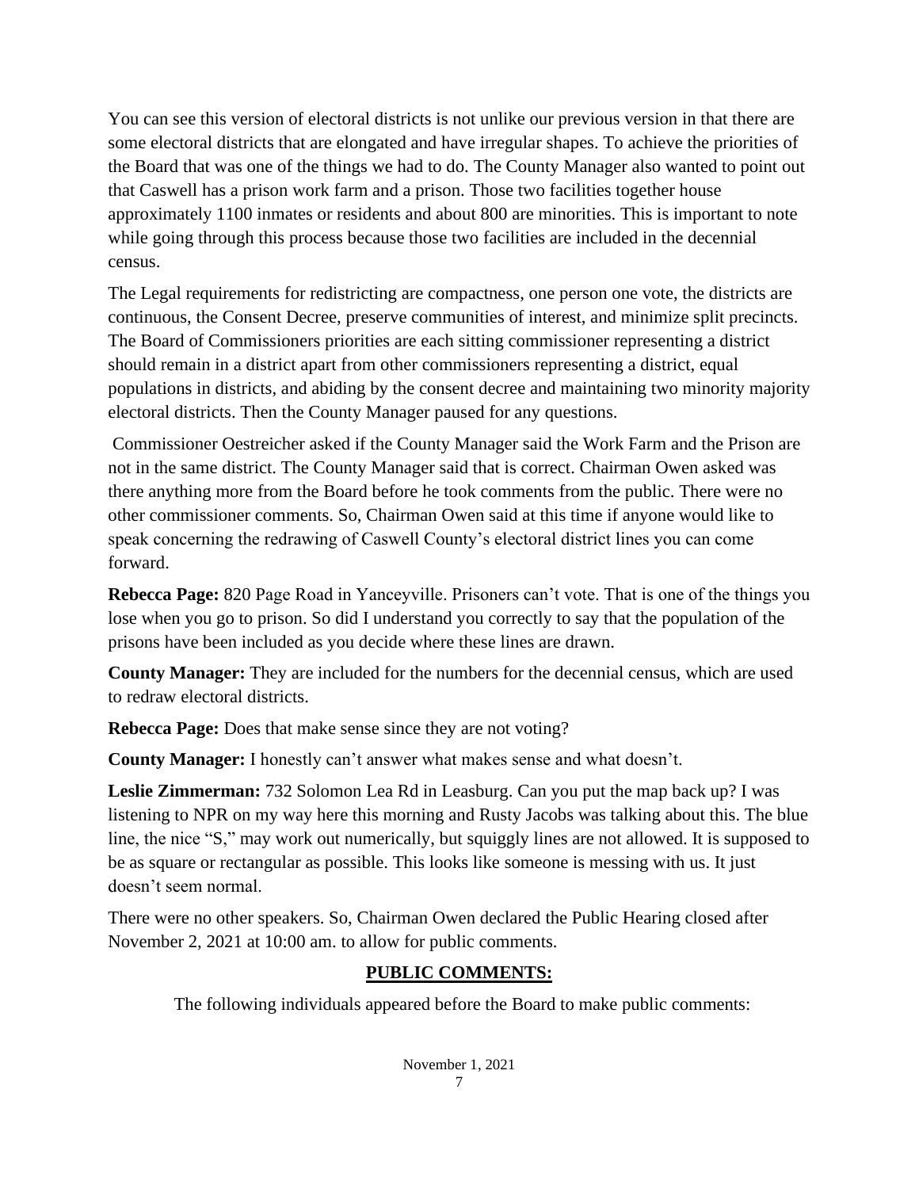You can see this version of electoral districts is not unlike our previous version in that there are some electoral districts that are elongated and have irregular shapes. To achieve the priorities of the Board that was one of the things we had to do. The County Manager also wanted to point out that Caswell has a prison work farm and a prison. Those two facilities together house approximately 1100 inmates or residents and about 800 are minorities. This is important to note while going through this process because those two facilities are included in the decennial census.

The Legal requirements for redistricting are compactness, one person one vote, the districts are continuous, the Consent Decree, preserve communities of interest, and minimize split precincts. The Board of Commissioners priorities are each sitting commissioner representing a district should remain in a district apart from other commissioners representing a district, equal populations in districts, and abiding by the consent decree and maintaining two minority majority electoral districts. Then the County Manager paused for any questions.

Commissioner Oestreicher asked if the County Manager said the Work Farm and the Prison are not in the same district. The County Manager said that is correct. Chairman Owen asked was there anything more from the Board before he took comments from the public. There were no other commissioner comments. So, Chairman Owen said at this time if anyone would like to speak concerning the redrawing of Caswell County's electoral district lines you can come forward.

**Rebecca Page:** 820 Page Road in Yanceyville. Prisoners can't vote. That is one of the things you lose when you go to prison. So did I understand you correctly to say that the population of the prisons have been included as you decide where these lines are drawn.

**County Manager:** They are included for the numbers for the decennial census, which are used to redraw electoral districts.

**Rebecca Page:** Does that make sense since they are not voting?

**County Manager:** I honestly can't answer what makes sense and what doesn't.

**Leslie Zimmerman:** 732 Solomon Lea Rd in Leasburg. Can you put the map back up? I was listening to NPR on my way here this morning and Rusty Jacobs was talking about this. The blue line, the nice "S," may work out numerically, but squiggly lines are not allowed. It is supposed to be as square or rectangular as possible. This looks like someone is messing with us. It just doesn't seem normal.

There were no other speakers. So, Chairman Owen declared the Public Hearing closed after November 2, 2021 at 10:00 am. to allow for public comments.

## PUBLIC COMMENTS:

The following individuals appeared before the Board to make public comments: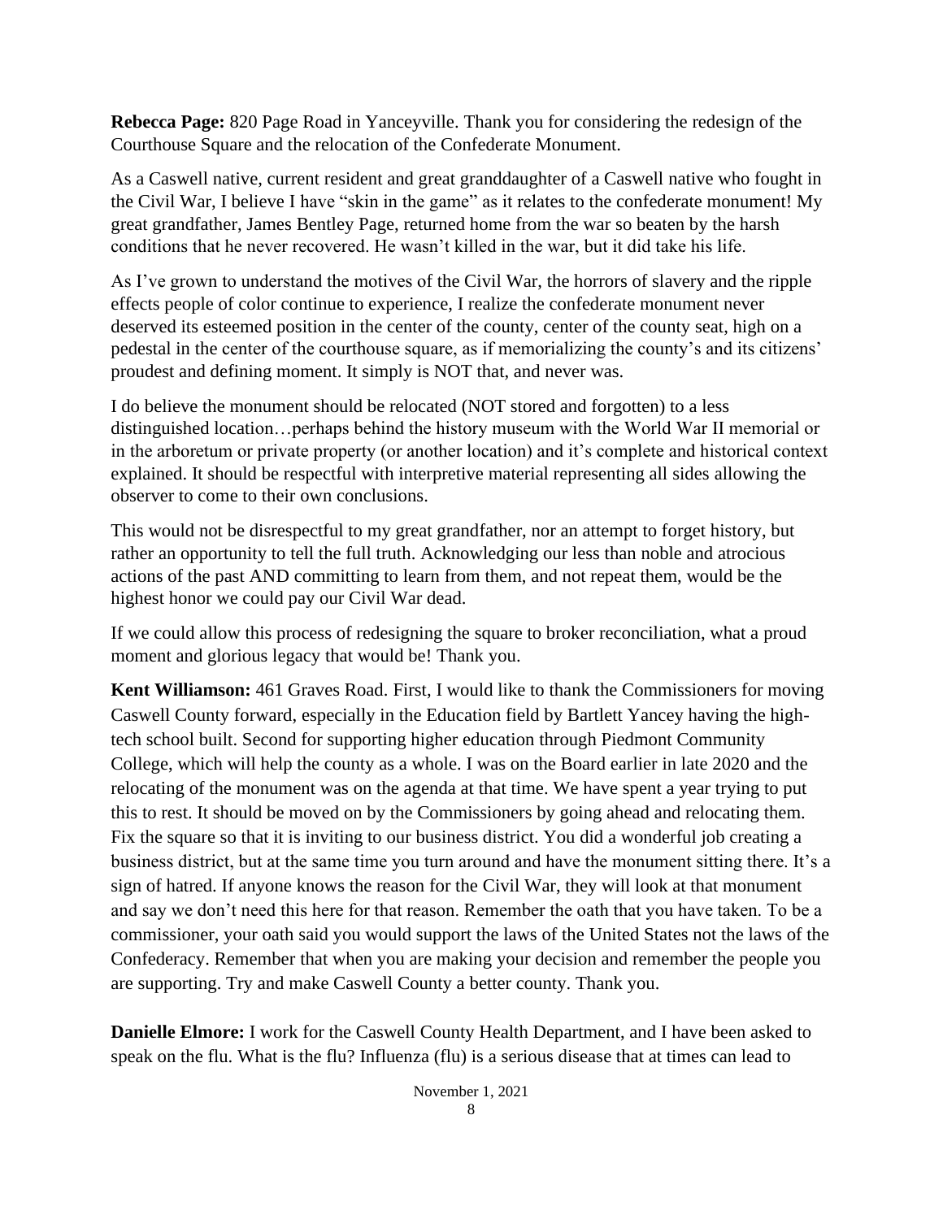**Rebecca Page:** 820 Page Road in Yanceyville. Thank you for considering the redesign of the Courthouse Square and the relocation of the Confederate Monument.

As a Caswell native, current resident and great granddaughter of a Caswell native who fought in the Civil War, I believe I have "skin in the game" as it relates to the confederate monument! My great grandfather, James Bentley Page, returned home from the war so beaten by the harsh conditions that he never recovered. He wasn't killed in the war, but it did take his life.

As I've grown to understand the motives of the Civil War, the horrors of slavery and the ripple effects people of color continue to experience, I realize the confederate monument never deserved its esteemed position in the center of the county, center of the county seat, high on a pedestal in the center of the courthouse square, as if memorializing the county's and its citizens' proudest and defining moment. It simply is NOT that, and never was.

I do believe the monument should be relocated (NOT stored and forgotten) to a less distinguished location…perhaps behind the history museum with the World War II memorial or in the arboretum or private property (or another location) and it's complete and historical context explained. It should be respectful with interpretive material representing all sides allowing the observer to come to their own conclusions.

This would not be disrespectful to my great grandfather, nor an attempt to forget history, but rather an opportunity to tell the full truth. Acknowledging our less than noble and atrocious actions of the past AND committing to learn from them, and not repeat them, would be the highest honor we could pay our Civil War dead.

If we could allow this process of redesigning the square to broker reconciliation, what a proud moment and glorious legacy that would be! Thank you.

**Kent Williamson:** 461 Graves Road. First, I would like to thank the Commissioners for moving Caswell County forward, especially in the Education field by Bartlett Yancey having the high-tech school built. Second for supporting higher education through Piedmont Community College, which will help the county as a whole. I was on the Board earlier in late 2020 and the relocating of the monument was on the agenda at that time. We have spent a year trying to put this to rest. It should be moved on by the Commissioners by going ahead and relocating them. Fix the square so that it is inviting to our business district. You did a wonderful job creating a business district, but at the same time you turn around and have the monument sitting there. It's a sign of hatred. If anyone knows the reason for the Civil War, they will look at that monument and say we don't need this here for that reason. Remember the oath that you have taken. To be a commissioner, your oath said you would support the laws of the United States not the laws of the Confederacy. Remember that when you are making your decision and remember the people you are supporting. Try and make Caswell County a better county. Thank you.

**Danielle Elmore:** I work for the Caswell County Health Department, and I have been asked to speak on the flu. What is the flu? Influenza (flu) is a serious disease that at times can lead to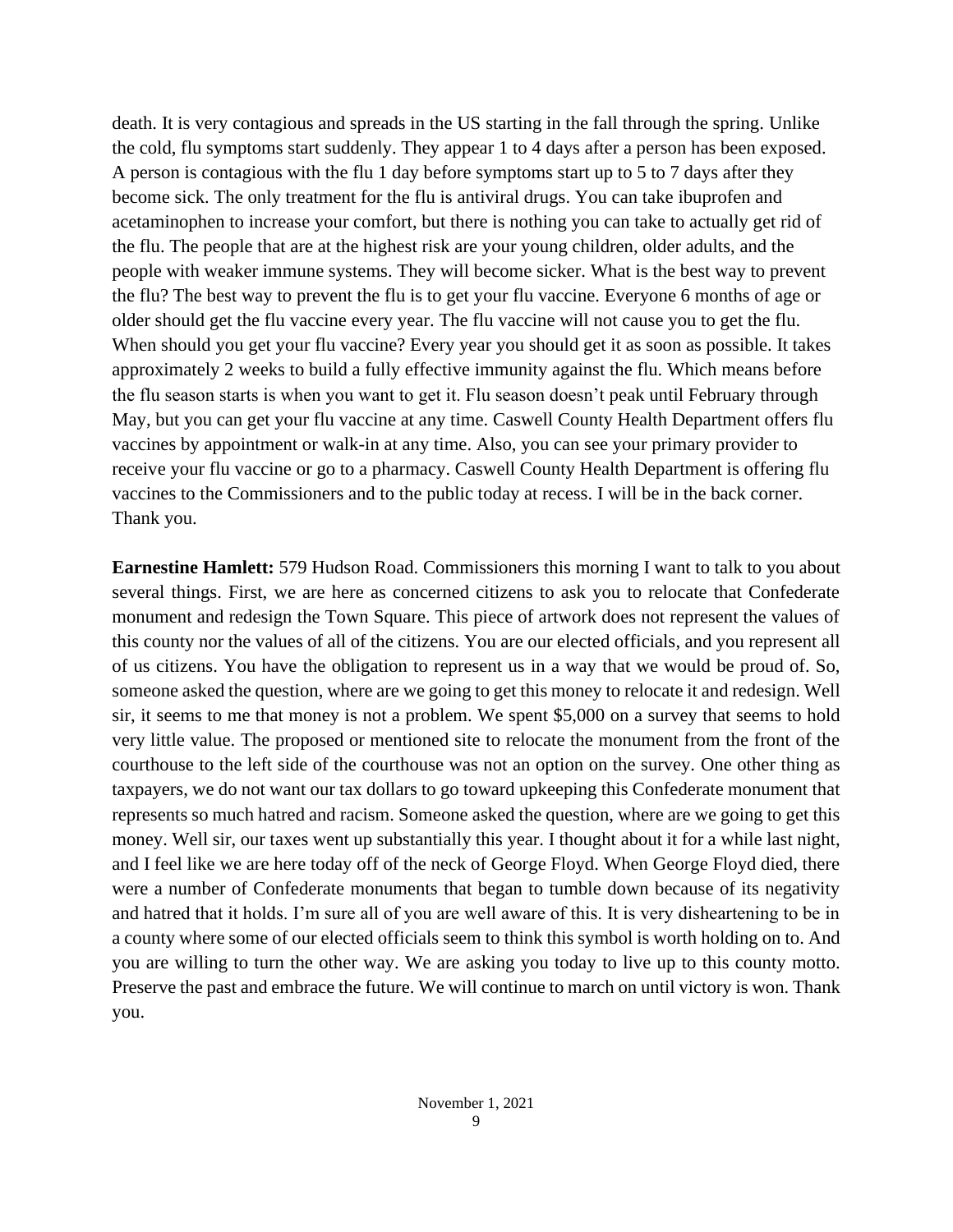death. It is very contagious and spreads in the US starting in the fall through the spring. Unlike the cold, flu symptoms start suddenly. They appear 1 to 4 days after a person has been exposed. A person is contagious with the flu 1 day before symptoms start up to 5 to 7 days after they become sick. The only treatment for the flu is antiviral drugs. You can take ibuprofen and acetaminophen to increase your comfort, but there is nothing you can take to actually get rid of the flu. The people that are at the highest risk are your young children, older adults, and the people with weaker immune systems. They will become sicker. What is the best way to prevent the flu? The best way to prevent the flu is to get your flu vaccine. Everyone 6 months of age or older should get the flu vaccine every year. The flu vaccine will not cause you to get the flu. When should you get your flu vaccine? Every year you should get it as soon as possible. It takes approximately 2 weeks to build a fully effective immunity against the flu. Which means before the flu season starts is when you want to get it. Flu season doesn't peak until February through May, but you can get your flu vaccine at any time. Caswell County Health Department offers flu vaccines by appointment or walk-in at any time. Also, you can see your primary provider to receive your flu vaccine or go to a pharmacy. Caswell County Health Department is offering flu vaccines to the Commissioners and to the public today at recess. I will be in the back corner. Thank you.

**Earnestine Hamlett:** 579 Hudson Road. Commissioners this morning I want to talk to you about several things. First, we are here as concerned citizens to ask you to relocate that Confederate monument and redesign the Town Square. This piece of artwork does not represent the values of this county nor the values of all of the citizens. You are our elected officials, and you represent all of us citizens. You have the obligation to represent us in a way that we would be proud of. So, someone asked the question, where are we going to get this money to relocate it and redesign. Well sir, it seems to me that money is not a problem. We spent $5,000 on a survey that seems to hold very little value. The proposed or mentioned site to relocate the monument from the front of the courthouse to the left side of the courthouse was not an option on the survey. One other thing as taxpayers, we do not want our tax dollars to go toward upkeeping this Confederate monument that represents so much hatred and racism. Someone asked the question, where are we going to get this money. Well sir, our taxes went up substantially this year. I thought about it for a while last night, and I feel like we are here today off of the neck of George Floyd. When George Floyd died, there were a number of Confederate monuments that began to tumble down because of its negativity and hatred that it holds. I'm sure all of you are well aware of this. It is very disheartening to be in a county where some of our elected officials seem to think this symbol is worth holding on to. And you are willing to turn the other way. We are asking you today to live up to this county motto. Preserve the past and embrace the future. We will continue to march on until victory is won. Thank you.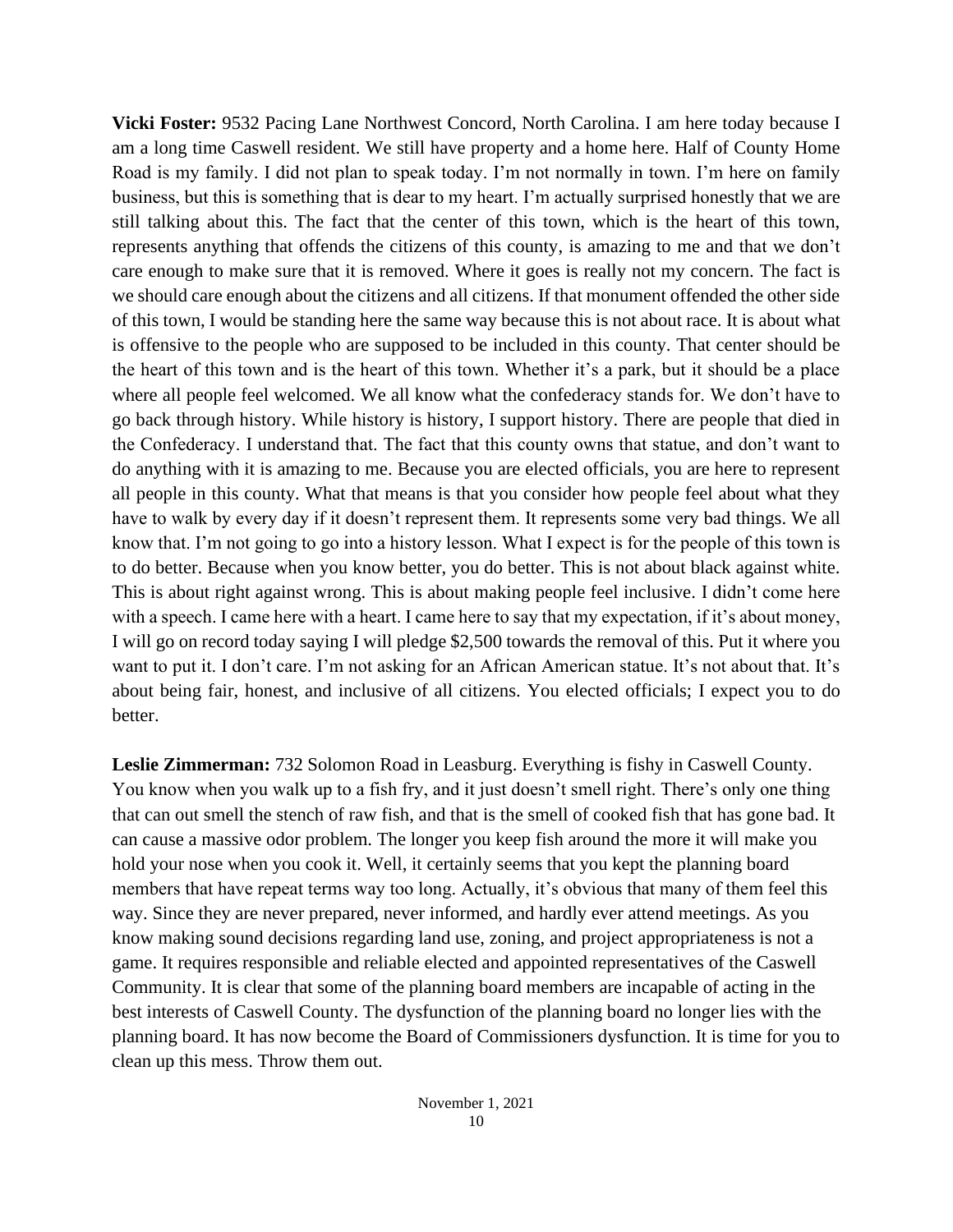**Vicki Foster:** 9532 Pacing Lane Northwest Concord, North Carolina. I am here today because I am a long time Caswell resident. We still have property and a home here. Half of County Home Road is my family. I did not plan to speak today. I'm not normally in town. I'm here on family business, but this is something that is dear to my heart. I'm actually surprised honestly that we are still talking about this. The fact that the center of this town, which is the heart of this town, represents anything that offends the citizens of this county, is amazing to me and that we don't care enough to make sure that it is removed. Where it goes is really not my concern. The fact is we should care enough about the citizens and all citizens. If that monument offended the other side of this town, I would be standing here the same way because this is not about race. It is about what is offensive to the people who are supposed to be included in this county. That center should be the heart of this town and is the heart of this town. Whether it's a park, but it should be a place where all people feel welcomed. We all know what the confederacy stands for. We don't have to go back through history. While history is history, I support history. There are people that died in the Confederacy. I understand that. The fact that this county owns that statue, and don't want to do anything with it is amazing to me. Because you are elected officials, you are here to represent all people in this county. What that means is that you consider how people feel about what they have to walk by every day if it doesn't represent them. It represents some very bad things. We all know that. I'm not going to go into a history lesson. What I expect is for the people of this town is to do better. Because when you know better, you do better. This is not about black against white. This is about right against wrong. This is about making people feel inclusive. I didn't come here with a speech. I came here with a heart. I came here to say that my expectation, if it's about money, I will go on record today saying I will pledge $2,500 towards the removal of this. Put it where you want to put it. I don't care. I'm not asking for an African American statue. It's not about that. It's about being fair, honest, and inclusive of all citizens. You elected officials; I expect you to do better.

**Leslie Zimmerman:** 732 Solomon Road in Leasburg. Everything is fishy in Caswell County. You know when you walk up to a fish fry, and it just doesn't smell right. There's only one thing that can out smell the stench of raw fish, and that is the smell of cooked fish that has gone bad. It can cause a massive odor problem. The longer you keep fish around the more it will make you hold your nose when you cook it. Well, it certainly seems that you kept the planning board members that have repeat terms way too long. Actually, it's obvious that many of them feel this way. Since they are never prepared, never informed, and hardly ever attend meetings. As you know making sound decisions regarding land use, zoning, and project appropriateness is not a game. It requires responsible and reliable elected and appointed representatives of the Caswell Community. It is clear that some of the planning board members are incapable of acting in the best interests of Caswell County. The dysfunction of the planning board no longer lies with the planning board. It has now become the Board of Commissioners dysfunction. It is time for you to clean up this mess. Throw them out.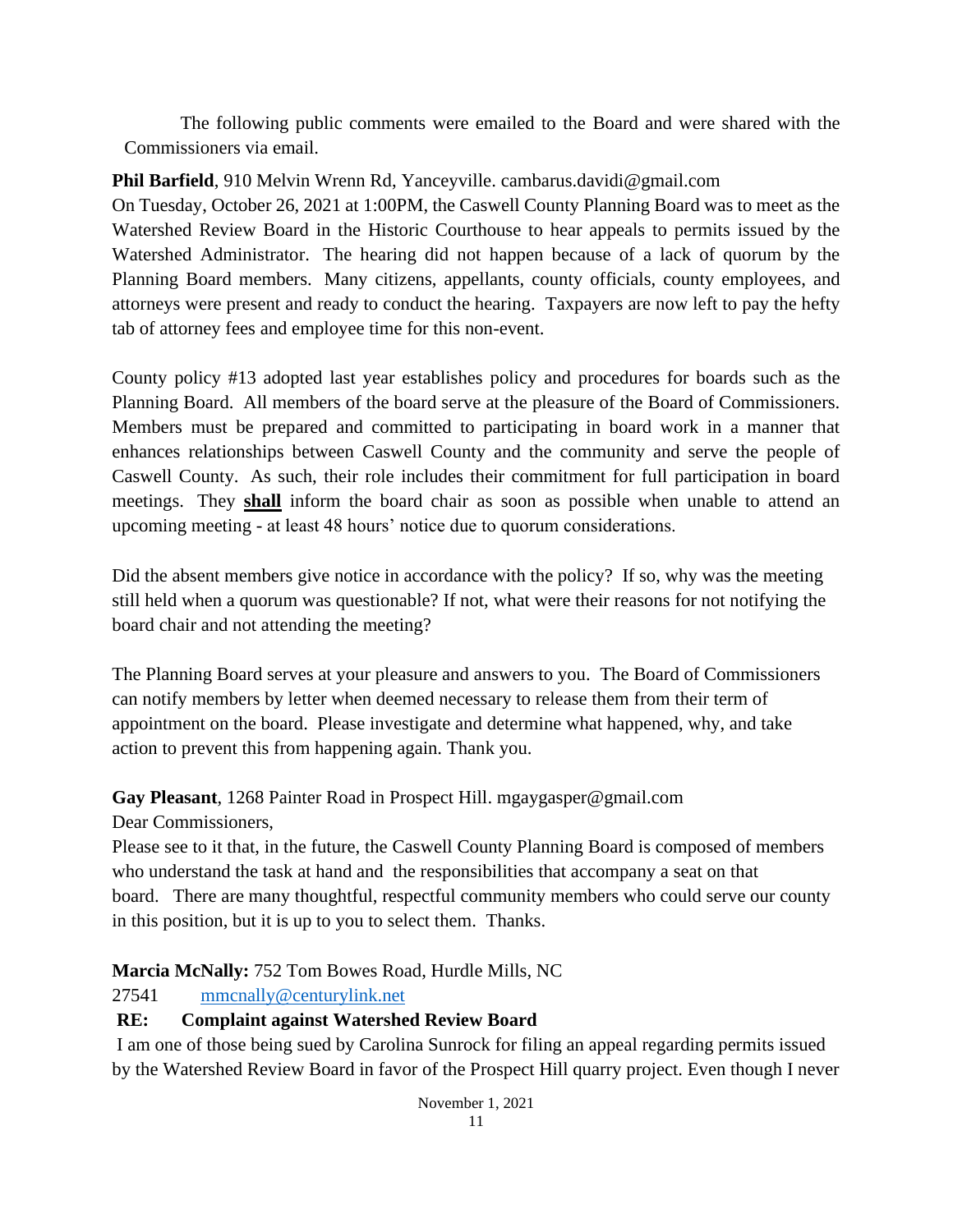The following public comments were emailed to the Board and were shared with the Commissioners via email.

**Phil Barfield**, 910 Melvin Wrenn Rd, Yanceyville. cambarus.davidi@gmail.com

On Tuesday, October 26, 2021 at 1:00PM, the Caswell County Planning Board was to meet as the Watershed Review Board in the Historic Courthouse to hear appeals to permits issued by the Watershed Administrator. The hearing did not happen because of a lack of quorum by the Planning Board members. Many citizens, appellants, county officials, county employees, and attorneys were present and ready to conduct the hearing. Taxpayers are now left to pay the hefty tab of attorney fees and employee time for this non-event.

County policy #13 adopted last year establishes policy and procedures for boards such as the Planning Board. All members of the board serve at the pleasure of the Board of Commissioners. Members must be prepared and committed to participating in board work in a manner that enhances relationships between Caswell County and the community and serve the people of Caswell County. As such, their role includes their commitment for full participation in board meetings. They **shall** inform the board chair as soon as possible when unable to attend an upcoming meeting - at least 48 hours' notice due to quorum considerations.

Did the absent members give notice in accordance with the policy? If so, why was the meeting still held when a quorum was questionable? If not, what were their reasons for not notifying the board chair and not attending the meeting?

The Planning Board serves at your pleasure and answers to you. The Board of Commissioners can notify members by letter when deemed necessary to release them from their term of appointment on the board. Please investigate and determine what happened, why, and take action to prevent this from happening again. Thank you.

**Gay Pleasant**, 1268 Painter Road in Prospect Hill. mgaygasper@gmail.com

Dear Commissioners,

Please see to it that, in the future, the Caswell County Planning Board is composed of members who understand the task at hand and the responsibilities that accompany a seat on that board. There are many thoughtful, respectful community members who could serve our county in this position, but it is up to you to select them. Thanks.

**Marcia McNally:** 752 Tom Bowes Road, Hurdle Mills, NC 27541 mmcnally@centurylink.net

**RE: Complaint against Watershed Review Board**

I am one of those being sued by Carolina Sunrock for filing an appeal regarding permits issued by the Watershed Review Board in favor of the Prospect Hill quarry project. Even though I never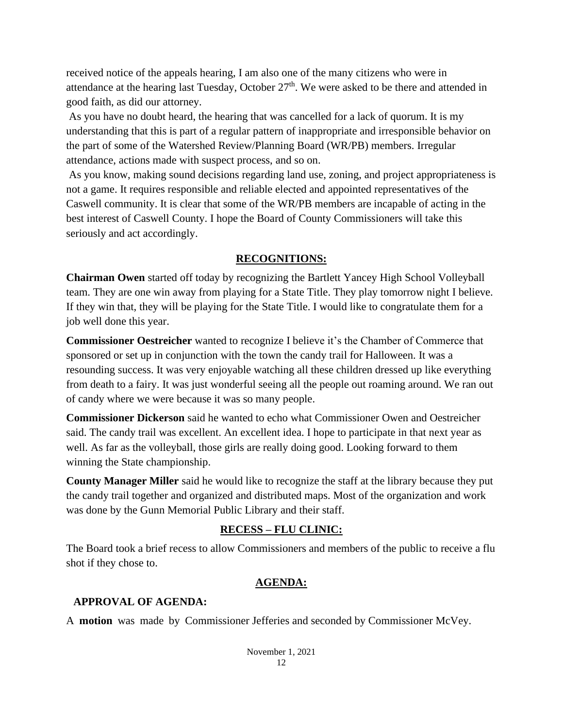received notice of the appeals hearing, I am also one of the many citizens who were in attendance at the hearing last Tuesday, October 27th. We were asked to be there and attended in good faith, as did our attorney.

As you have no doubt heard, the hearing that was cancelled for a lack of quorum. It is my understanding that this is part of a regular pattern of inappropriate and irresponsible behavior on the part of some of the Watershed Review/Planning Board (WR/PB) members. Irregular attendance, actions made with suspect process, and so on.

As you know, making sound decisions regarding land use, zoning, and project appropriateness is not a game. It requires responsible and reliable elected and appointed representatives of the Caswell community. It is clear that some of the WR/PB members are incapable of acting in the best interest of Caswell County. I hope the Board of County Commissioners will take this seriously and act accordingly.

## RECOGNITIONS:

**Chairman Owen** started off today by recognizing the Bartlett Yancey High School Volleyball team. They are one win away from playing for a State Title. They play tomorrow night I believe. If they win that, they will be playing for the State Title. I would like to congratulate them for a job well done this year.

**Commissioner Oestreicher** wanted to recognize I believe it's the Chamber of Commerce that sponsored or set up in conjunction with the town the candy trail for Halloween. It was a resounding success. It was very enjoyable watching all these children dressed up like everything from death to a fairy. It was just wonderful seeing all the people out roaming around. We ran out of candy where we were because it was so many people.

**Commissioner Dickerson** said he wanted to echo what Commissioner Owen and Oestreicher said. The candy trail was excellent. An excellent idea. I hope to participate in that next year as well. As far as the volleyball, those girls are really doing good. Looking forward to them winning the State championship.

**County Manager Miller** said he would like to recognize the staff at the library because they put the candy trail together and organized and distributed maps. Most of the organization and work was done by the Gunn Memorial Public Library and their staff.

## RECESS – FLU CLINIC:

The Board took a brief recess to allow Commissioners and members of the public to receive a flu shot if they chose to.

## AGENDA:

### APPROVAL OF AGENDA:

A **motion** was made by Commissioner Jefferies and seconded by Commissioner McVey.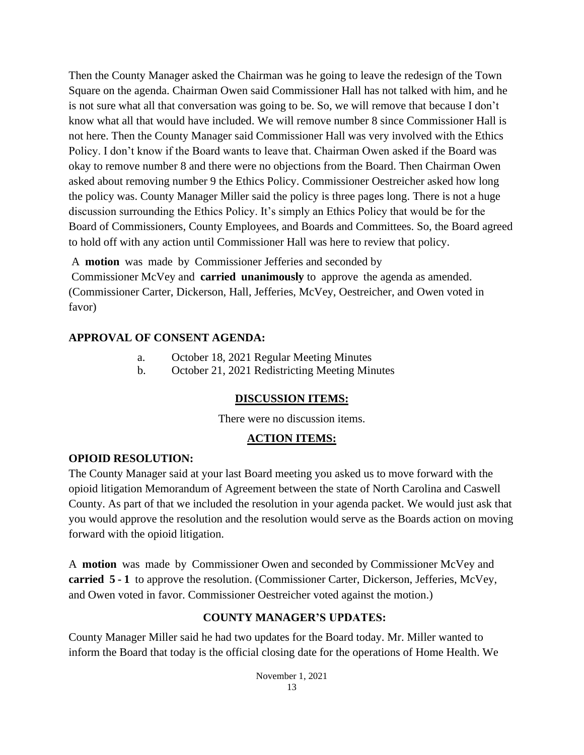Then the County Manager asked the Chairman was he going to leave the redesign of the Town Square on the agenda. Chairman Owen said Commissioner Hall has not talked with him, and he is not sure what all that conversation was going to be. So, we will remove that because I don't know what all that would have included. We will remove number 8 since Commissioner Hall is not here. Then the County Manager said Commissioner Hall was very involved with the Ethics Policy. I don't know if the Board wants to leave that. Chairman Owen asked if the Board was okay to remove number 8 and there were no objections from the Board. Then Chairman Owen asked about removing number 9 the Ethics Policy. Commissioner Oestreicher asked how long the policy was. County Manager Miller said the policy is three pages long. There is not a huge discussion surrounding the Ethics Policy. It's simply an Ethics Policy that would be for the Board of Commissioners, County Employees, and Boards and Committees. So, the Board agreed to hold off with any action until Commissioner Hall was here to review that policy.

A **motion** was made by Commissioner Jefferies and seconded by Commissioner McVey and **carried unanimously** to approve the agenda as amended. (Commissioner Carter, Dickerson, Hall, Jefferies, McVey, Oestreicher, and Owen voted in favor)

**APPROVAL OF CONSENT AGENDA:**

a. October 18, 2021 Regular Meeting Minutes
b. October 21, 2021 Redistricting Meeting Minutes

**DISCUSSION ITEMS:**

There were no discussion items.

**ACTION ITEMS:**

**OPIOID RESOLUTION:**

The County Manager said at your last Board meeting you asked us to move forward with the opioid litigation Memorandum of Agreement between the state of North Carolina and Caswell County. As part of that we included the resolution in your agenda packet. We would just ask that you would approve the resolution and the resolution would serve as the Boards action on moving forward with the opioid litigation.

A **motion** was made by Commissioner Owen and seconded by Commissioner McVey and **carried 5 - 1** to approve the resolution. (Commissioner Carter, Dickerson, Jefferies, McVey, and Owen voted in favor. Commissioner Oestreicher voted against the motion.)

**COUNTY MANAGER'S UPDATES:**

County Manager Miller said he had two updates for the Board today. Mr. Miller wanted to inform the Board that today is the official closing date for the operations of Home Health. We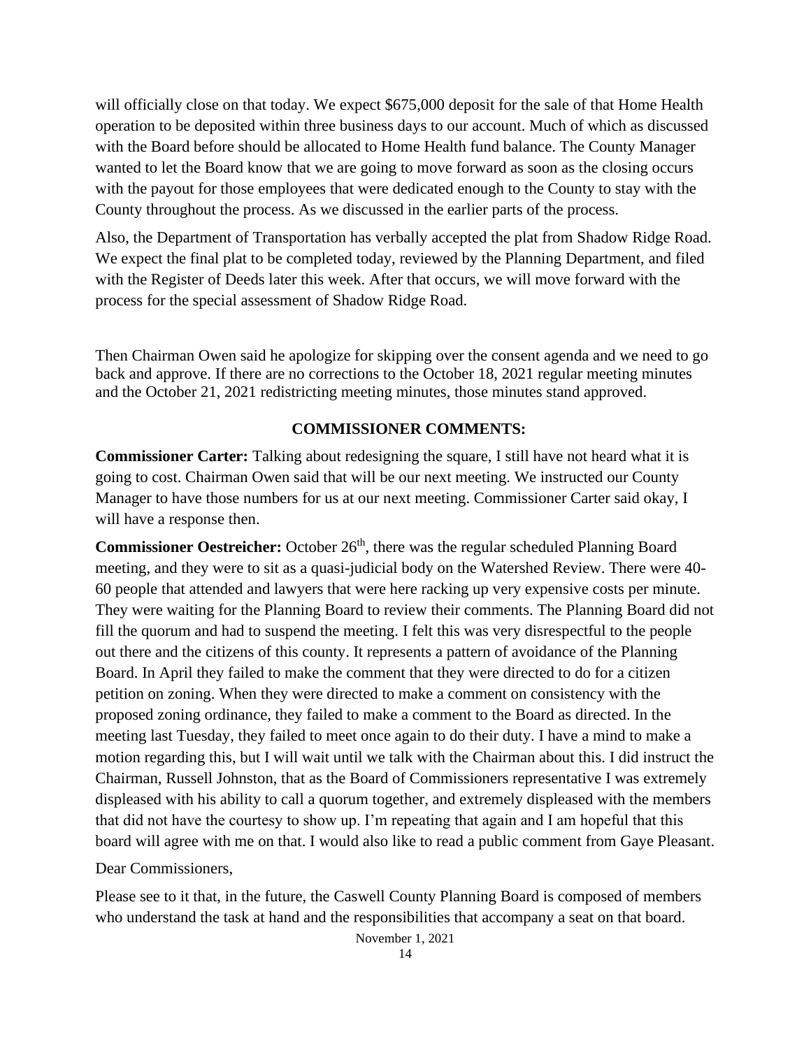will officially close on that today. We expect $675,000 deposit for the sale of that Home Health operation to be deposited within three business days to our account. Much of which as discussed with the Board before should be allocated to Home Health fund balance. The County Manager wanted to let the Board know that we are going to move forward as soon as the closing occurs with the payout for those employees that were dedicated enough to the County to stay with the County throughout the process. As we discussed in the earlier parts of the process.

Also, the Department of Transportation has verbally accepted the plat from Shadow Ridge Road. We expect the final plat to be completed today, reviewed by the Planning Department, and filed with the Register of Deeds later this week. After that occurs, we will move forward with the process for the special assessment of Shadow Ridge Road.

Then Chairman Owen said he apologize for skipping over the consent agenda and we need to go back and approve. If there are no corrections to the October 18, 2021 regular meeting minutes and the October 21, 2021 redistricting meeting minutes, those minutes stand approved.

## COMMISSIONER COMMENTS:

**Commissioner Carter:** Talking about redesigning the square, I still have not heard what it is going to cost. Chairman Owen said that will be our next meeting. We instructed our County Manager to have those numbers for us at our next meeting. Commissioner Carter said okay, I will have a response then.

**Commissioner Oestreicher:** October 26th, there was the regular scheduled Planning Board meeting, and they were to sit as a quasi-judicial body on the Watershed Review. There were 40-60 people that attended and lawyers that were here racking up very expensive costs per minute. They were waiting for the Planning Board to review their comments. The Planning Board did not fill the quorum and had to suspend the meeting. I felt this was very disrespectful to the people out there and the citizens of this county. It represents a pattern of avoidance of the Planning Board. In April they failed to make the comment that they were directed to do for a citizen petition on zoning. When they were directed to make a comment on consistency with the proposed zoning ordinance, they failed to make a comment to the Board as directed. In the meeting last Tuesday, they failed to meet once again to do their duty. I have a mind to make a motion regarding this, but I will wait until we talk with the Chairman about this. I did instruct the Chairman, Russell Johnston, that as the Board of Commissioners representative I was extremely displeased with his ability to call a quorum together, and extremely displeased with the members that did not have the courtesy to show up. I'm repeating that again and I am hopeful that this board will agree with me on that. I would also like to read a public comment from Gaye Pleasant.

Dear Commissioners,

Please see to it that, in the future, the Caswell County Planning Board is composed of members who understand the task at hand and the responsibilities that accompany a seat on that board.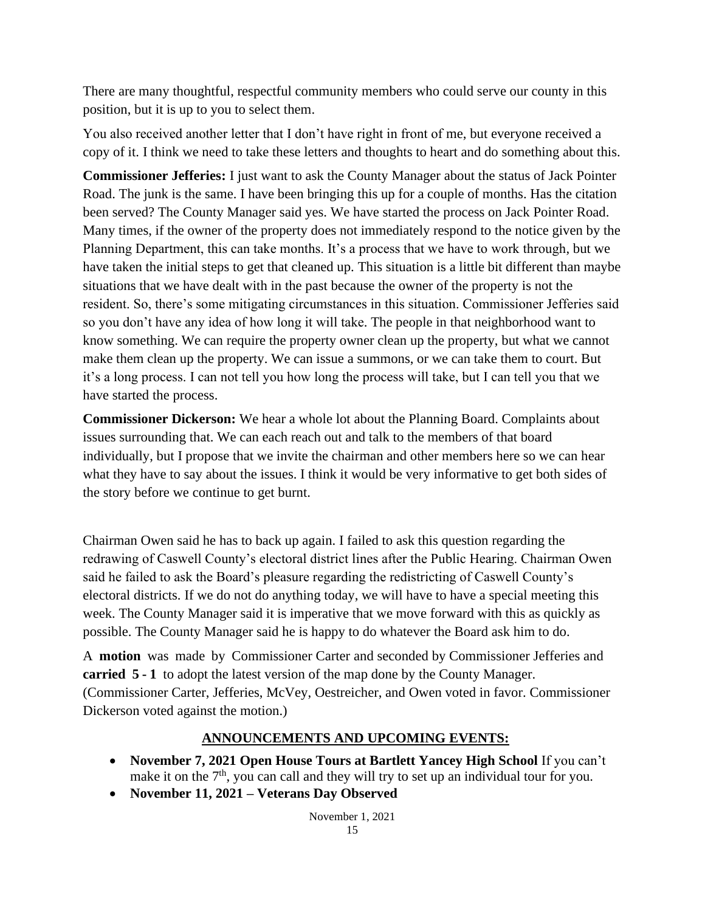There are many thoughtful, respectful community members who could serve our county in this position, but it is up to you to select them.

You also received another letter that I don't have right in front of me, but everyone received a copy of it. I think we need to take these letters and thoughts to heart and do something about this.

**Commissioner Jefferies:** I just want to ask the County Manager about the status of Jack Pointer Road. The junk is the same. I have been bringing this up for a couple of months. Has the citation been served? The County Manager said yes. We have started the process on Jack Pointer Road. Many times, if the owner of the property does not immediately respond to the notice given by the Planning Department, this can take months. It's a process that we have to work through, but we have taken the initial steps to get that cleaned up. This situation is a little bit different than maybe situations that we have dealt with in the past because the owner of the property is not the resident. So, there's some mitigating circumstances in this situation. Commissioner Jefferies said so you don't have any idea of how long it will take. The people in that neighborhood want to know something. We can require the property owner clean up the property, but what we cannot make them clean up the property. We can issue a summons, or we can take them to court. But it's a long process. I can not tell you how long the process will take, but I can tell you that we have started the process.

**Commissioner Dickerson:** We hear a whole lot about the Planning Board. Complaints about issues surrounding that. We can each reach out and talk to the members of that board individually, but I propose that we invite the chairman and other members here so we can hear what they have to say about the issues. I think it would be very informative to get both sides of the story before we continue to get burnt.

Chairman Owen said he has to back up again. I failed to ask this question regarding the redrawing of Caswell County's electoral district lines after the Public Hearing. Chairman Owen said he failed to ask the Board's pleasure regarding the redistricting of Caswell County's electoral districts. If we do not do anything today, we will have to have a special meeting this week. The County Manager said it is imperative that we move forward with this as quickly as possible. The County Manager said he is happy to do whatever the Board ask him to do.

A **motion** was made by Commissioner Carter and seconded by Commissioner Jefferies and **carried 5 - 1** to adopt the latest version of the map done by the County Manager. (Commissioner Carter, Jefferies, McVey, Oestreicher, and Owen voted in favor. Commissioner Dickerson voted against the motion.)

## ANNOUNCEMENTS AND UPCOMING EVENTS:

- **November 7, 2021 Open House Tours at Bartlett Yancey High School** If you can't make it on the 7th, you can call and they will try to set up an individual tour for you.
- **November 11, 2021 – Veterans Day Observed**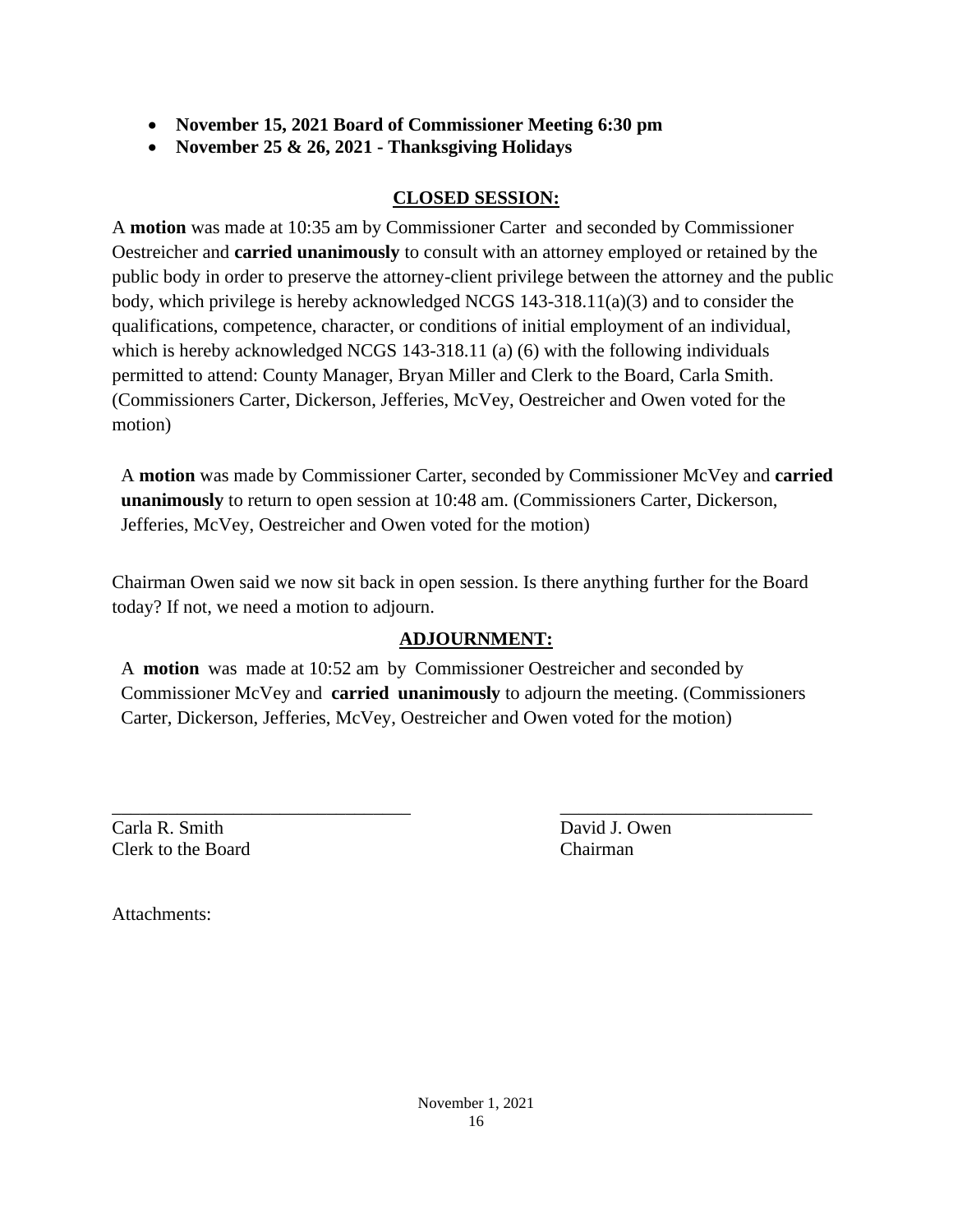- **November 15, 2021 Board of Commissioner Meeting 6:30 pm**
- **November 25 & 26, 2021 - Thanksgiving Holidays**

## CLOSED SESSION:

A **motion** was made at 10:35 am by Commissioner Carter and seconded by Commissioner Oestreicher and **carried unanimously** to consult with an attorney employed or retained by the public body in order to preserve the attorney-client privilege between the attorney and the public body, which privilege is hereby acknowledged NCGS 143-318.11(a)(3) and to consider the qualifications, competence, character, or conditions of initial employment of an individual, which is hereby acknowledged NCGS 143-318.11 (a) (6) with the following individuals permitted to attend: County Manager, Bryan Miller and Clerk to the Board, Carla Smith. (Commissioners Carter, Dickerson, Jefferies, McVey, Oestreicher and Owen voted for the motion)

A **motion** was made by Commissioner Carter, seconded by Commissioner McVey and **carried unanimously** to return to open session at 10:48 am. (Commissioners Carter, Dickerson, Jefferies, McVey, Oestreicher and Owen voted for the motion)

Chairman Owen said we now sit back in open session. Is there anything further for the Board today? If not, we need a motion to adjourn.

## ADJOURNMENT:

A **motion** was made at 10:52 am by Commissioner Oestreicher and seconded by Commissioner McVey and **carried unanimously** to adjourn the meeting. (Commissioners Carter, Dickerson, Jefferies, McVey, Oestreicher and Owen voted for the motion)

\_\_\_\_\_\_\_\_\_\_\_\_\_\_\_\_\_\_\_\_\_\_\_\_\_\_\_\_\_\_\_\_
Carla R. Smith
Clerk to the Board

\_\_\_\_\_\_\_\_\_\_\_\_\_\_\_\_\_\_\_\_\_\_\_\_\_\_\_\_\_\_\_\_
David J. Owen
Chairman

Attachments: